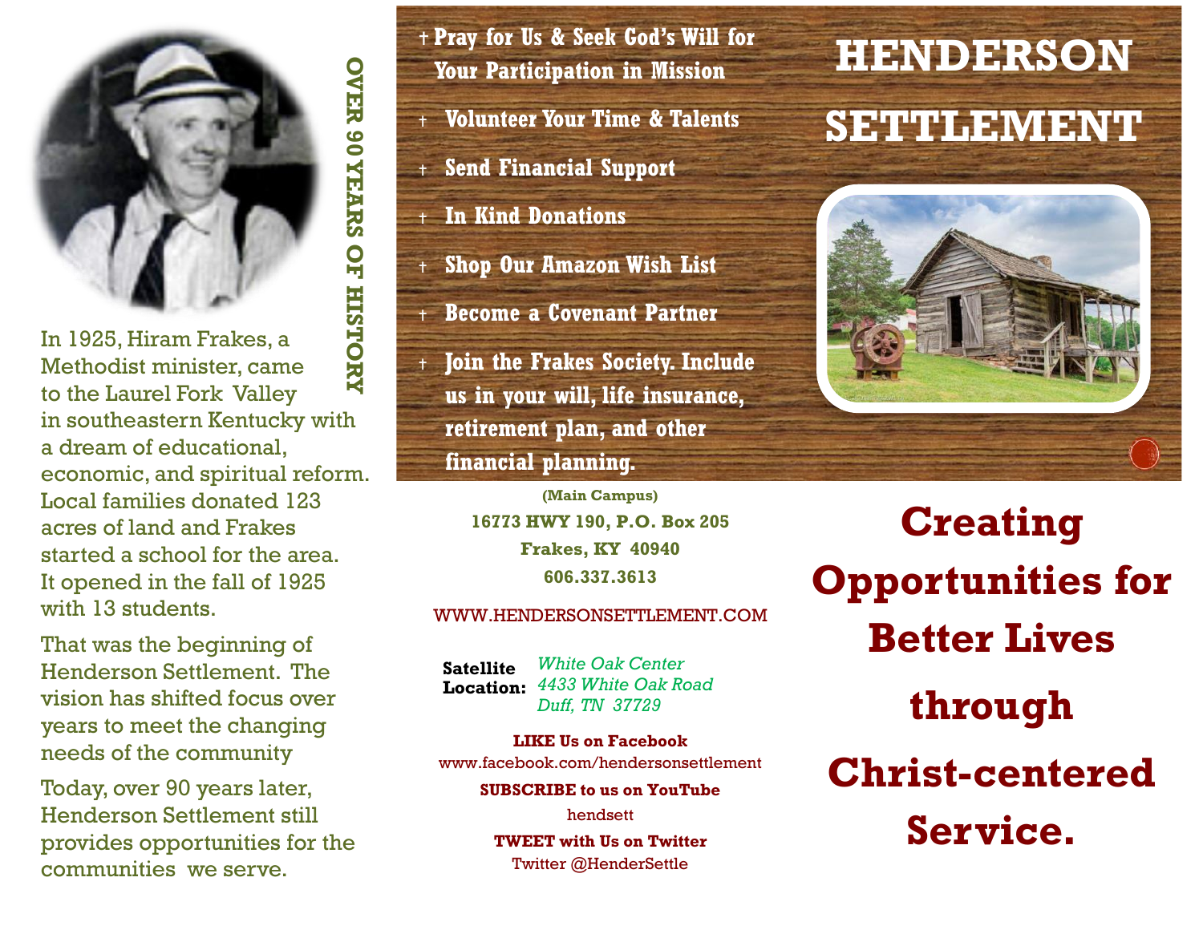**OVER 90 YEARS OF HISTORY**

In 1925, Hiram Frakes, a Methodist minister, came to the Laurel Fork Valley in southeastern Kentucky with a dream of educational, economic, and spiritual reform. Local families donated 123 acres of land and Frakes started a school for the area. It opened in the fall of 1925 with 13 students.

That was the beginning of Henderson Settlement. The vision has shifted focus over years to meet the changing needs of the community

Today, over 90 years later, Henderson Settlement still provides opportunities for the communities we serve.

- † **Pray for Us & Seek God's Will for Your Participation in Mission**
- † **Volunteer Your Time & Talents**
- † **Send Financial Support**
- † **In Kind Donations**
- † **Shop Our Amazon Wish List**
- † **Become a Covenant Partner**
- † **Join the Frakes Society. Include us in your will, life insurance, retirement plan, and other financial planning.**

**(Main Campus)**
**16773 HWY 190, P.O. Box 205**
**Frakes, KY 40940**
**606.337.3613**

WWW.HENDERSONSETTLEMENT.COM

**Satellite Location:** *White Oak Center*
*4433 White Oak Road*
*Duff, TN 37729*

**LIKE Us on Facebook**
www.facebook.com/hendersonsettlement

**SUBSCRIBE to us on YouTube**
hendsett

**TWEET with Us on Twitter**
Twitter @HenderSettle

# HENDERSON SETTLEMENT

## Creating Opportunities for Better Lives through Christ-centered Service.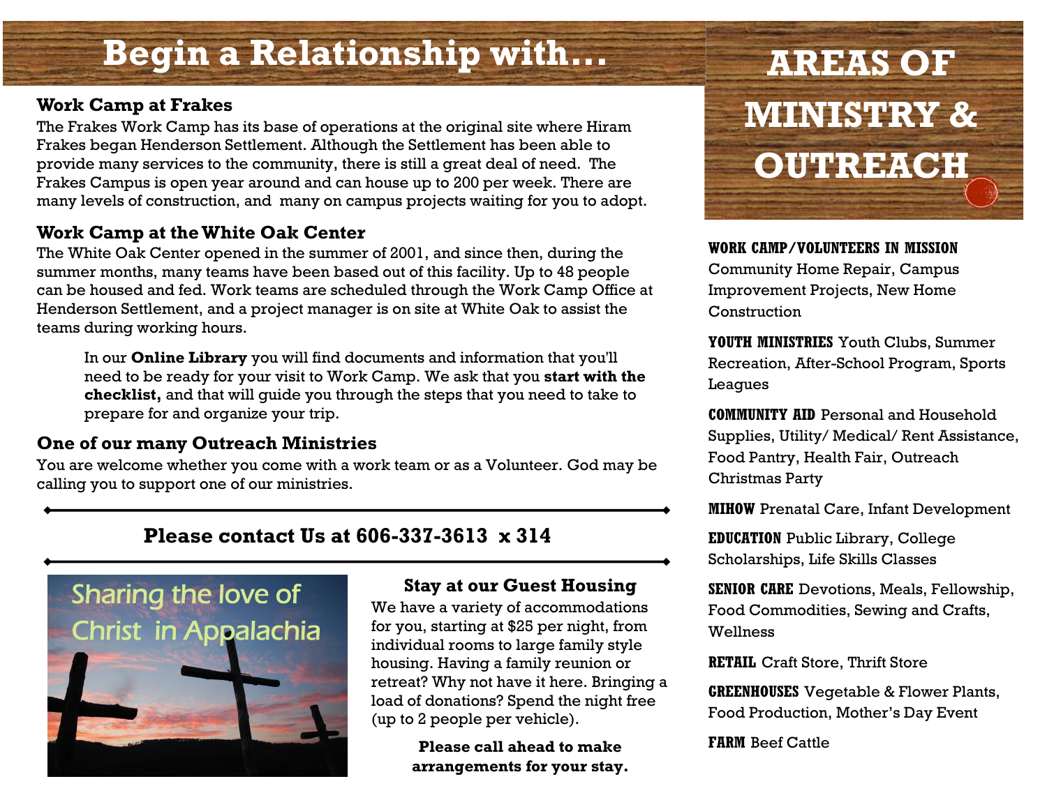# Begin a Relationship with…

### Work Camp at Frakes

The Frakes Work Camp has its base of operations at the original site where Hiram Frakes began Henderson Settlement. Although the Settlement has been able to provide many services to the community, there is still a great deal of need. The Frakes Campus is open year around and can house up to 200 per week. There are many levels of construction, and many on campus projects waiting for you to adopt.

### Work Camp at the White Oak Center

The White Oak Center opened in the summer of 2001, and since then, during the summer months, many teams have been based out of this facility. Up to 48 people can be housed and fed. Work teams are scheduled through the Work Camp Office at Henderson Settlement, and a project manager is on site at White Oak to assist the teams during working hours.

In our **Online Library** you will find documents and information that you'll need to be ready for your visit to Work Camp. We ask that you **start with the checklist,** and that will guide you through the steps that you need to take to prepare for and organize your trip.

### One of our many Outreach Ministries

You are welcome whether you come with a work team or as a Volunteer. God may be calling you to support one of our ministries.

---

**Please contact Us at 606-337-3613 x 314**

---

Sharing the love of Christ in Appalachia

### Stay at our Guest Housing

We have a variety of accommodations for you, starting at $25 per night, from individual rooms to large family style housing. Having a family reunion or retreat? Why not have it here. Bringing a load of donations? Spend the night free (up to 2 people per vehicle).

**Please call ahead to make arrangements for your stay.**

# AREAS OF MINISTRY & OUTREACH

**WORK CAMP/VOLUNTEERS IN MISSION** Community Home Repair, Campus Improvement Projects, New Home Construction

**YOUTH MINISTRIES** Youth Clubs, Summer Recreation, After-School Program, Sports Leagues

**COMMUNITY AID** Personal and Household Supplies, Utility/ Medical/ Rent Assistance, Food Pantry, Health Fair, Outreach Christmas Party

**MIHOW** Prenatal Care, Infant Development

**EDUCATION** Public Library, College Scholarships, Life Skills Classes

**SENIOR CARE** Devotions, Meals, Fellowship, Food Commodities, Sewing and Crafts, Wellness

**RETAIL** Craft Store, Thrift Store

**GREENHOUSES** Vegetable & Flower Plants, Food Production, Mother's Day Event

**FARM** Beef Cattle